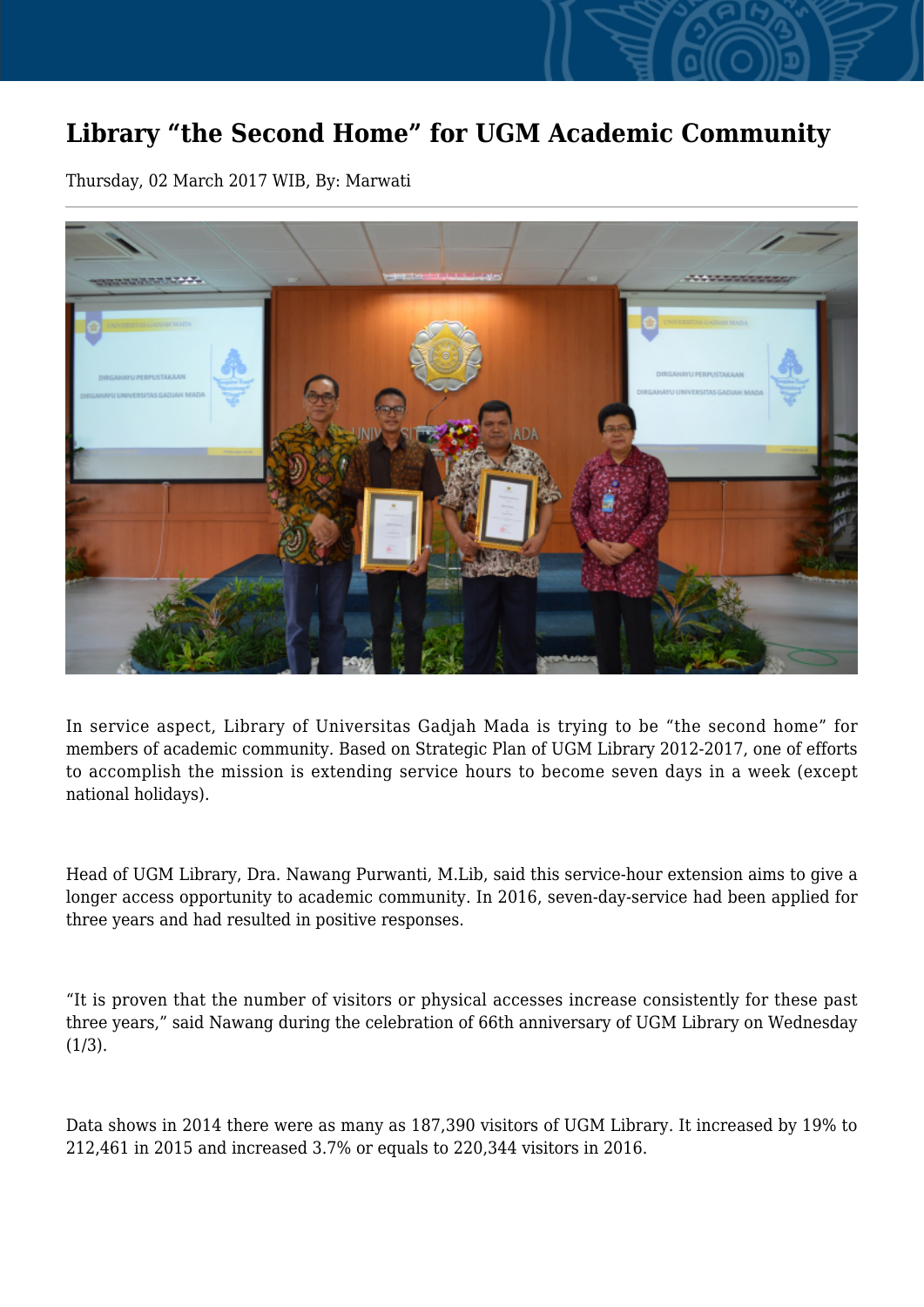# Library “the Second Home” for UGM Academic Community

Thursday, 02 March 2017 WIB, By: Marwati

In service aspect, Library of Universitas Gadjah Mada is trying to be “the second home” for members of academic community. Based on Strategic Plan of UGM Library 2012-2017, one of efforts to accomplish the mission is extending service hours to become seven days in a week (except national holidays).

Head of UGM Library, Dra. Nawang Purwanti, M.Lib, said this service-hour extension aims to give a longer access opportunity to academic community. In 2016, seven-day-service had been applied for three years and had resulted in positive responses.

“It is proven that the number of visitors or physical accesses increase consistently for these past three years,” said Nawang during the celebration of 66th anniversary of UGM Library on Wednesday (1/3).

Data shows in 2014 there were as many as 187,390 visitors of UGM Library. It increased by 19% to 212,461 in 2015 and increased 3.7% or equals to 220,344 visitors in 2016.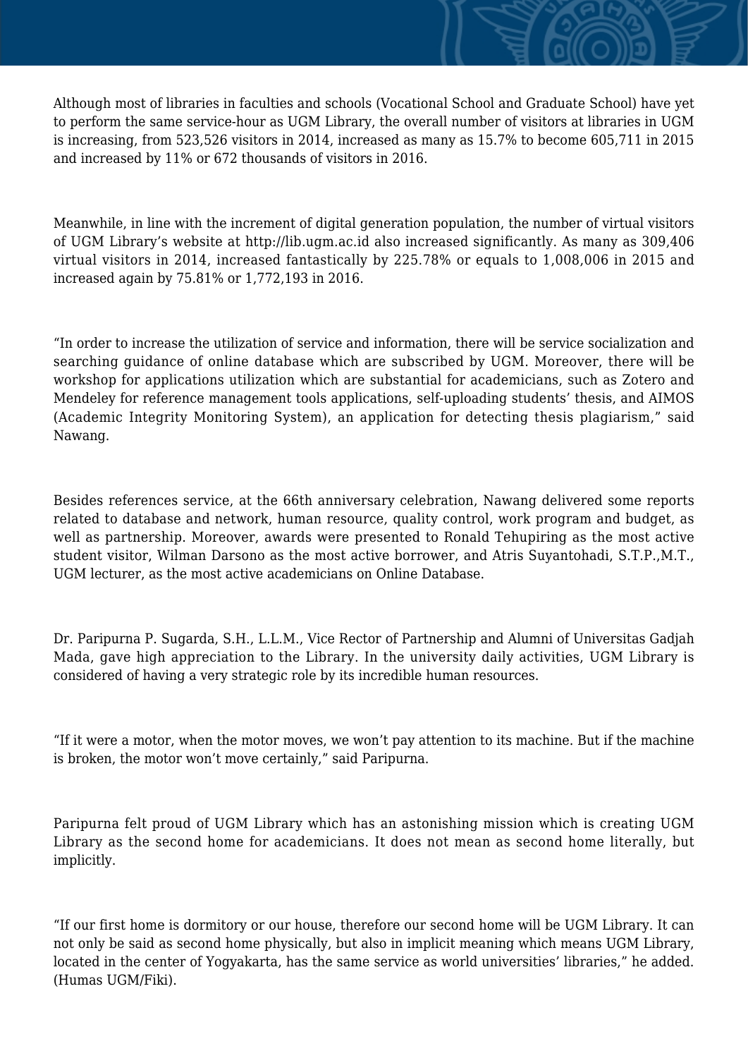Although most of libraries in faculties and schools (Vocational School and Graduate School) have yet to perform the same service-hour as UGM Library, the overall number of visitors at libraries in UGM is increasing, from 523,526 visitors in 2014, increased as many as 15.7% to become 605,711 in 2015 and increased by 11% or 672 thousands of visitors in 2016.

Meanwhile, in line with the increment of digital generation population, the number of virtual visitors of UGM Library's website at http://lib.ugm.ac.id also increased significantly. As many as 309,406 virtual visitors in 2014, increased fantastically by 225.78% or equals to 1,008,006 in 2015 and increased again by 75.81% or 1,772,193 in 2016.

"In order to increase the utilization of service and information, there will be service socialization and searching guidance of online database which are subscribed by UGM. Moreover, there will be workshop for applications utilization which are substantial for academicians, such as Zotero and Mendeley for reference management tools applications, self-uploading students' thesis, and AIMOS (Academic Integrity Monitoring System), an application for detecting thesis plagiarism," said Nawang.

Besides references service, at the 66th anniversary celebration, Nawang delivered some reports related to database and network, human resource, quality control, work program and budget, as well as partnership. Moreover, awards were presented to Ronald Tehupiring as the most active student visitor, Wilman Darsono as the most active borrower, and Atris Suyantohadi, S.T.P.,M.T., UGM lecturer, as the most active academicians on Online Database.

Dr. Paripurna P. Sugarda, S.H., L.L.M., Vice Rector of Partnership and Alumni of Universitas Gadjah Mada, gave high appreciation to the Library. In the university daily activities, UGM Library is considered of having a very strategic role by its incredible human resources.

"If it were a motor, when the motor moves, we won't pay attention to its machine. But if the machine is broken, the motor won't move certainly," said Paripurna.

Paripurna felt proud of UGM Library which has an astonishing mission which is creating UGM Library as the second home for academicians. It does not mean as second home literally, but implicitly.

"If our first home is dormitory or our house, therefore our second home will be UGM Library. It can not only be said as second home physically, but also in implicit meaning which means UGM Library, located in the center of Yogyakarta, has the same service as world universities' libraries," he added. (Humas UGM/Fiki).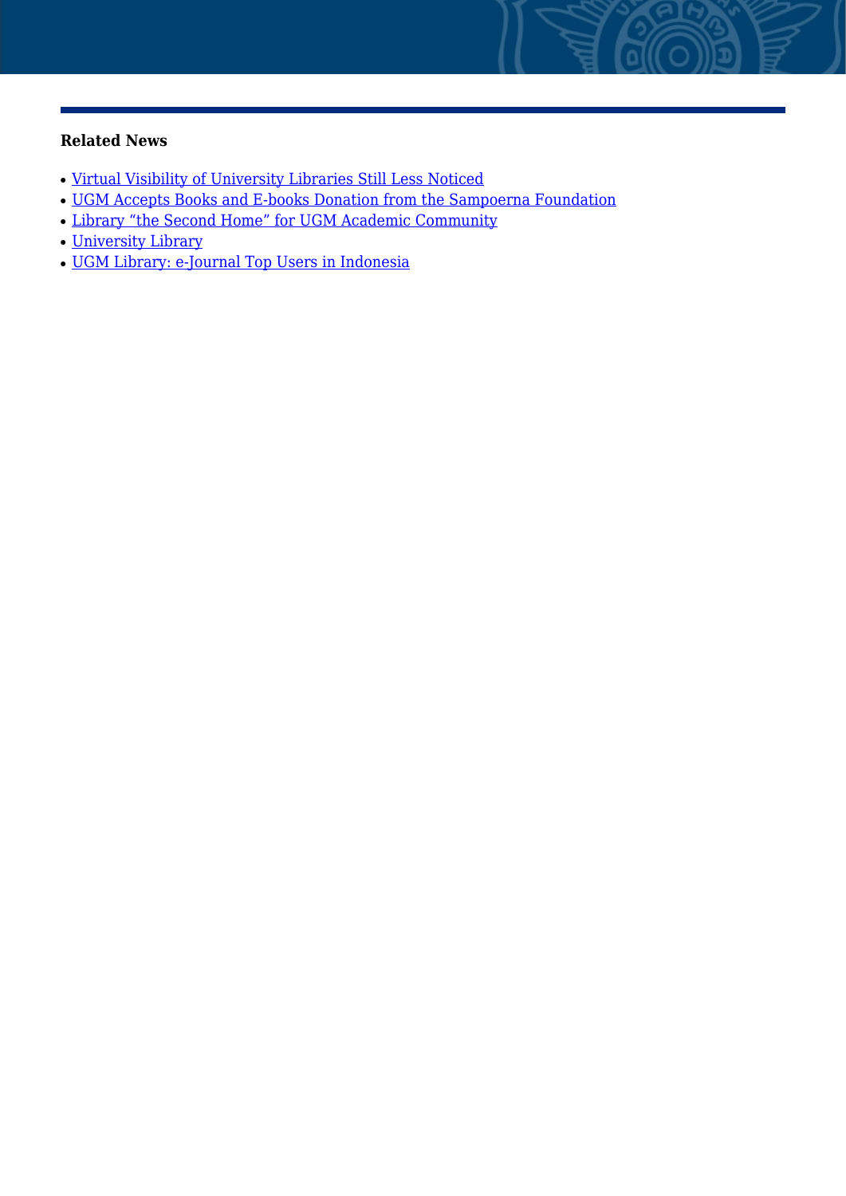### Related News

- Virtual Visibility of University Libraries Still Less Noticed
- UGM Accepts Books and E-books Donation from the Sampoerna Foundation
- Library “the Second Home” for UGM Academic Community
- University Library
- UGM Library: e-Journal Top Users in Indonesia